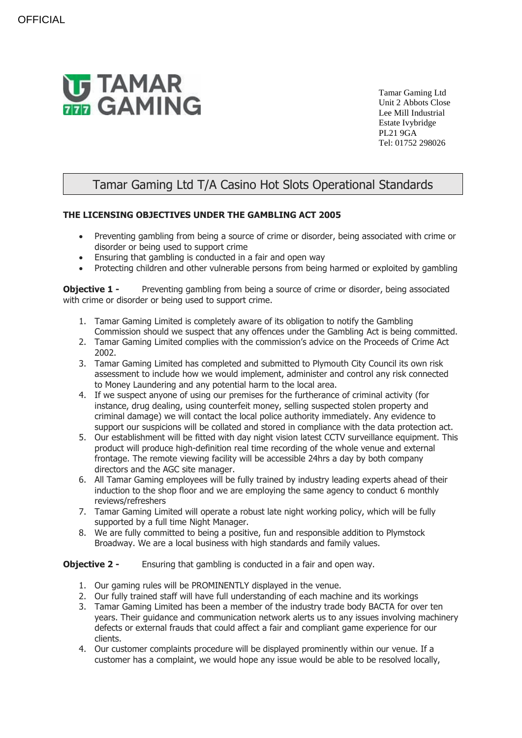OFFICIAL

# TAMAR GAMING

Tamar Gaming Ltd
Unit 2 Abbots Close
Lee Mill Industrial
Estate Ivybridge
PL21 9GA
Tel: 01752 298026

## Tamar Gaming Ltd T/A Casino Hot Slots Operational Standards

**THE LICENSING OBJECTIVES UNDER THE GAMBLING ACT 2005**

- Preventing gambling from being a source of crime or disorder, being associated with crime or disorder or being used to support crime
- Ensuring that gambling is conducted in a fair and open way
- Protecting children and other vulnerable persons from being harmed or exploited by gambling

**Objective 1 -** Preventing gambling from being a source of crime or disorder, being associated with crime or disorder or being used to support crime.

1. Tamar Gaming Limited is completely aware of its obligation to notify the Gambling Commission should we suspect that any offences under the Gambling Act is being committed.
2. Tamar Gaming Limited complies with the commission's advice on the Proceeds of Crime Act 2002.
3. Tamar Gaming Limited has completed and submitted to Plymouth City Council its own risk assessment to include how we would implement, administer and control any risk connected to Money Laundering and any potential harm to the local area.
4. If we suspect anyone of using our premises for the furtherance of criminal activity (for instance, drug dealing, using counterfeit money, selling suspected stolen property and criminal damage) we will contact the local police authority immediately. Any evidence to support our suspicions will be collated and stored in compliance with the data protection act.
5. Our establishment will be fitted with day night vision latest CCTV surveillance equipment. This product will produce high-definition real time recording of the whole venue and external frontage. The remote viewing facility will be accessible 24hrs a day by both company directors and the AGC site manager.
6. All Tamar Gaming employees will be fully trained by industry leading experts ahead of their induction to the shop floor and we are employing the same agency to conduct 6 monthly reviews/refreshers
7. Tamar Gaming Limited will operate a robust late night working policy, which will be fully supported by a full time Night Manager.
8. We are fully committed to being a positive, fun and responsible addition to Plymstock Broadway. We are a local business with high standards and family values.

**Objective 2 -** Ensuring that gambling is conducted in a fair and open way.

1. Our gaming rules will be PROMINENTLY displayed in the venue.
2. Our fully trained staff will have full understanding of each machine and its workings
3. Tamar Gaming Limited has been a member of the industry trade body BACTA for over ten years. Their guidance and communication network alerts us to any issues involving machinery defects or external frauds that could affect a fair and compliant game experience for our clients.
4. Our customer complaints procedure will be displayed prominently within our venue. If a customer has a complaint, we would hope any issue would be able to be resolved locally,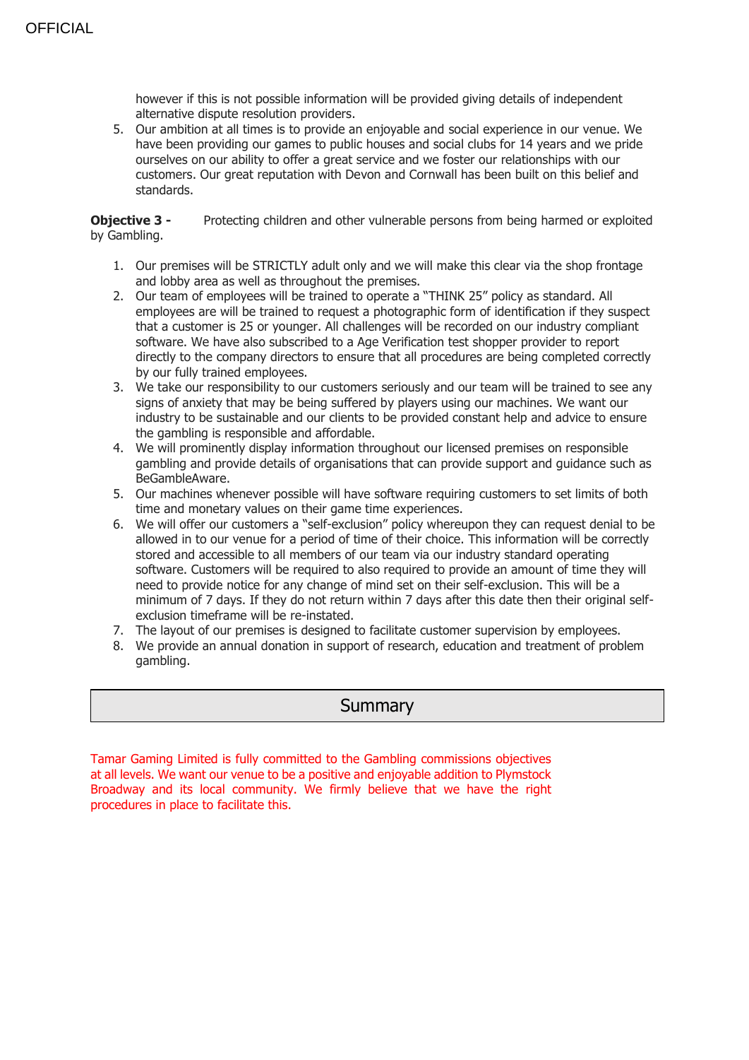however if this is not possible information will be provided giving details of independent alternative dispute resolution providers.

5. Our ambition at all times is to provide an enjoyable and social experience in our venue. We have been providing our games to public houses and social clubs for 14 years and we pride ourselves on our ability to offer a great service and we foster our relationships with our customers. Our great reputation with Devon and Cornwall has been built on this belief and standards.

**Objective 3 -** Protecting children and other vulnerable persons from being harmed or exploited by Gambling.

1. Our premises will be STRICTLY adult only and we will make this clear via the shop frontage and lobby area as well as throughout the premises.
2. Our team of employees will be trained to operate a "THINK 25" policy as standard. All employees are will be trained to request a photographic form of identification if they suspect that a customer is 25 or younger. All challenges will be recorded on our industry compliant software. We have also subscribed to a Age Verification test shopper provider to report directly to the company directors to ensure that all procedures are being completed correctly by our fully trained employees.
3. We take our responsibility to our customers seriously and our team will be trained to see any signs of anxiety that may be being suffered by players using our machines. We want our industry to be sustainable and our clients to be provided constant help and advice to ensure the gambling is responsible and affordable.
4. We will prominently display information throughout our licensed premises on responsible gambling and provide details of organisations that can provide support and guidance such as BeGambleAware.
5. Our machines whenever possible will have software requiring customers to set limits of both time and monetary values on their game time experiences.
6. We will offer our customers a "self-exclusion" policy whereupon they can request denial to be allowed in to our venue for a period of time of their choice. This information will be correctly stored and accessible to all members of our team via our industry standard operating software. Customers will be required to also required to provide an amount of time they will need to provide notice for any change of mind set on their self-exclusion. This will be a minimum of 7 days. If they do not return within 7 days after this date then their original self-exclusion timeframe will be re-instated.
7. The layout of our premises is designed to facilitate customer supervision by employees.
8. We provide an annual donation in support of research, education and treatment of problem gambling.

## Summary

Tamar Gaming Limited is fully committed to the Gambling commissions objectives at all levels. We want our venue to be a positive and enjoyable addition to Plymstock Broadway and its local community. We firmly believe that we have the right procedures in place to facilitate this.